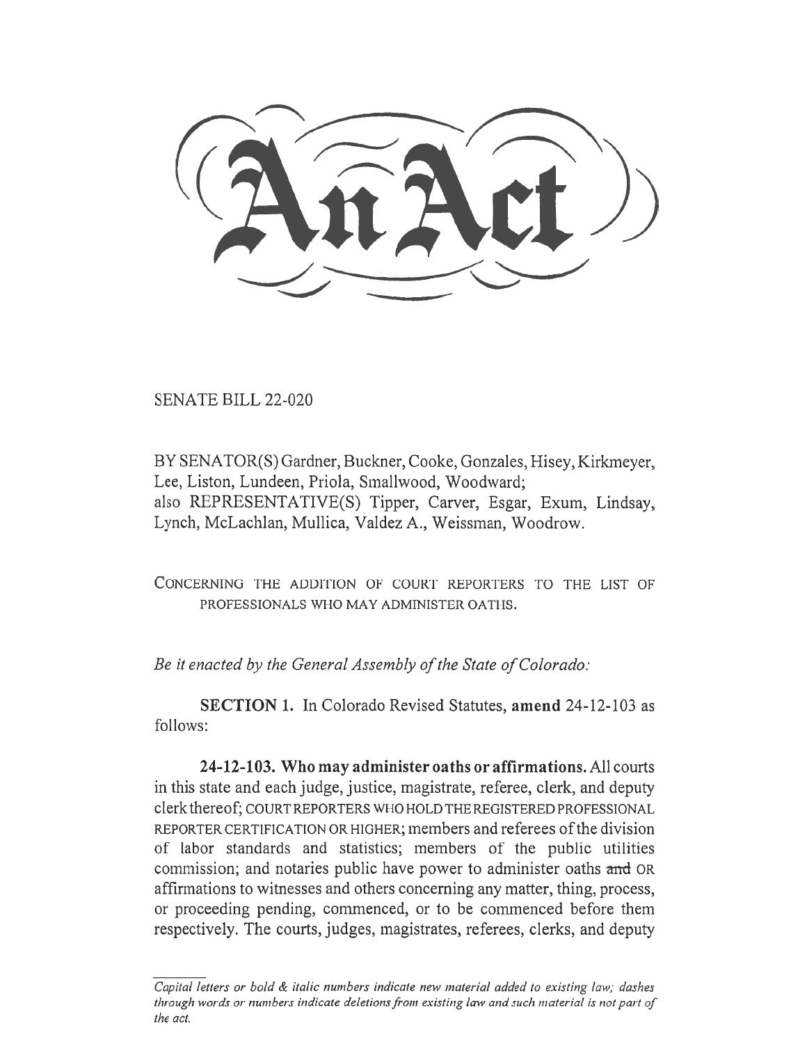# An Act

SENATE BILL 22-020

BY SENATOR(S) Gardner, Buckner, Cooke, Gonzales, Hisey, Kirkmeyer, Lee, Liston, Lundeen, Priola, Smallwood, Woodward;
also REPRESENTATIVE(S) Tipper, Carver, Esgar, Exum, Lindsay, Lynch, McLachlan, Mullica, Valdez A., Weissman, Woodrow.

CONCERNING THE ADDITION OF COURT REPORTERS TO THE LIST OF PROFESSIONALS WHO MAY ADMINISTER OATHS.

*Be it enacted by the General Assembly of the State of Colorado:*

**SECTION 1.** In Colorado Revised Statutes, **amend** 24-12-103 as follows:

**24-12-103. Who may administer oaths or affirmations.** All courts in this state and each judge, justice, magistrate, referee, clerk, and deputy clerk thereof; COURT REPORTERS WHO HOLD THE REGISTERED PROFESSIONAL REPORTER CERTIFICATION OR HIGHER; members and referees of the division of labor standards and statistics; members of the public utilities commission; and notaries public have power to administer oaths ~~and~~ OR affirmations to witnesses and others concerning any matter, thing, process, or proceeding pending, commenced, or to be commenced before them respectively. The courts, judges, magistrates, referees, clerks, and deputy

*Capital letters or bold & italic numbers indicate new material added to existing law; dashes through words or numbers indicate deletions from existing law and such material is not part of the act.*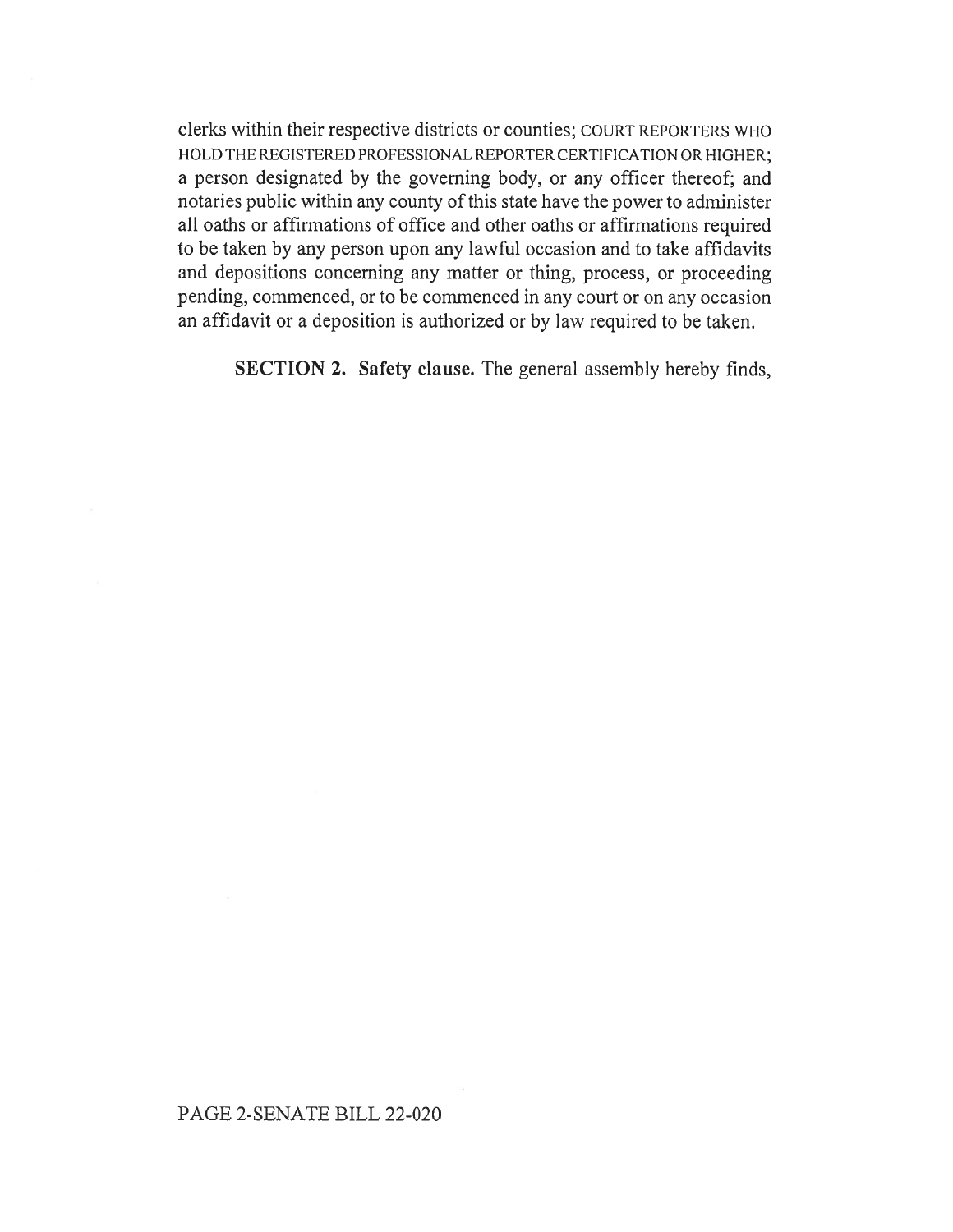clerks within their respective districts or counties; COURT REPORTERS WHO HOLD THE REGISTERED PROFESSIONAL REPORTER CERTIFICATION OR HIGHER; a person designated by the governing body, or any officer thereof; and notaries public within any county of this state have the power to administer all oaths or affirmations of office and other oaths or affirmations required to be taken by any person upon any lawful occasion and to take affidavits and depositions concerning any matter or thing, process, or proceeding pending, commenced, or to be commenced in any court or on any occasion an affidavit or a deposition is authorized or by law required to be taken.

**SECTION 2. Safety clause.** The general assembly hereby finds,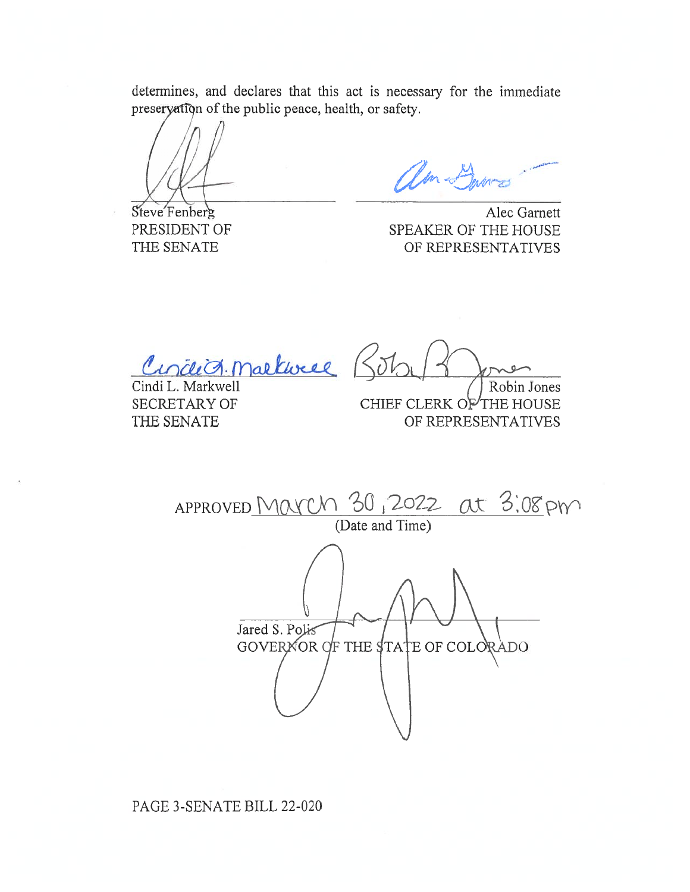determines, and declares that this act is necessary for the immediate preservation of the public peace, health, or safety.

| | |
|---|---|
| Steve Fenberg | Alec Garnett |
| PRESIDENT OF THE SENATE | SPEAKER OF THE HOUSE OF REPRESENTATIVES |

| | |
|---|---|
| Cindi L. Markwell | Robin Jones |
| SECRETARY OF THE SENATE | CHIEF CLERK OF THE HOUSE OF REPRESENTATIVES |

APPROVED March 30, 2022 at 3:08 pm
(Date and Time)

Jared S. Polis
GOVERNOR OF THE STATE OF COLORADO

PAGE 3-SENATE BILL 22-020